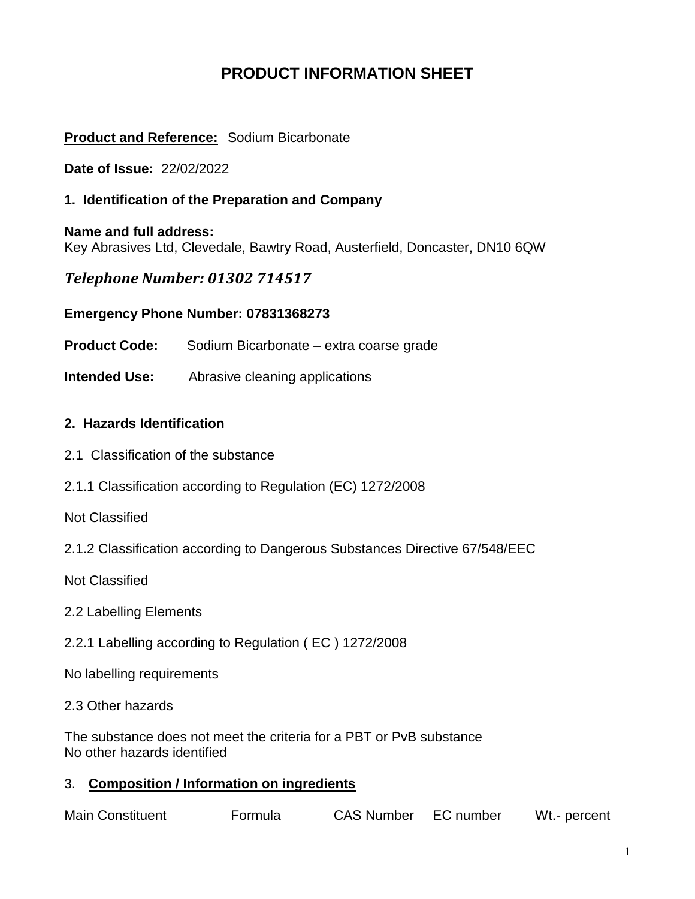# PRODUCT INFORMATION SHEET

**Product and Reference:** Sodium Bicarbonate

**Date of Issue:** 22/02/2022

### 1. Identification of the Preparation and Company

**Name and full address:**
Key Abrasives Ltd, Clevedale, Bawtry Road, Austerfield, Doncaster, DN10 6QW

***Telephone Number: 01302 714517***

**Emergency Phone Number: 07831368273**

**Product Code:** Sodium Bicarbonate – extra coarse grade

**Intended Use:** Abrasive cleaning applications

### 2. Hazards Identification

2.1 Classification of the substance

2.1.1 Classification according to Regulation (EC) 1272/2008

Not Classified

2.1.2 Classification according to Dangerous Substances Directive 67/548/EEC

Not Classified

2.2 Labelling Elements

2.2.1 Labelling according to Regulation ( EC ) 1272/2008

No labelling requirements

2.3 Other hazards

The substance does not meet the criteria for a PBT or PvB substance
No other hazards identified

### 3. **Composition / Information on ingredients**

| Main Constituent | Formula | CAS Number | EC number | Wt.- percent |
|---|---|---|---|---|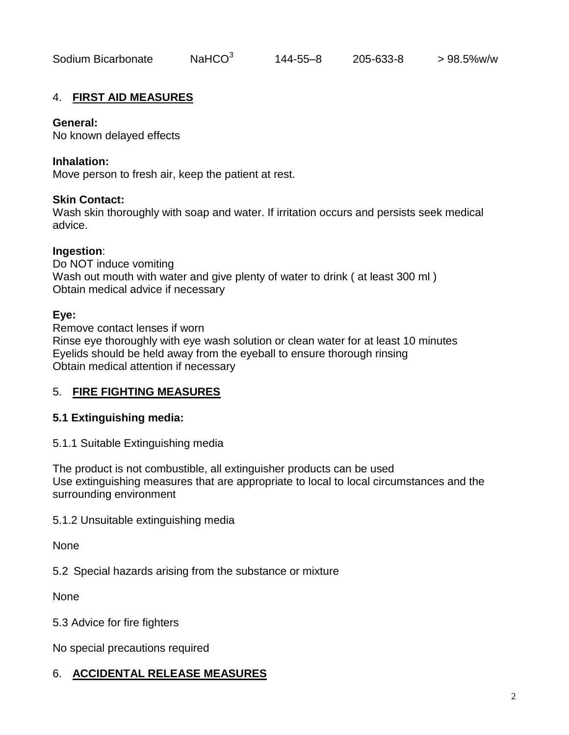| Sodium Bicarbonate | $NaHCO^3$ | 144-55–8 | 205-633-8 | > 98.5%w/w |
|---|---|---|---|---|

## 4. FIRST AID MEASURES

**General:**
No known delayed effects

**Inhalation:**
Move person to fresh air, keep the patient at rest.

**Skin Contact:**
Wash skin thoroughly with soap and water. If irritation occurs and persists seek medical advice.

**Ingestion**:
Do NOT induce vomiting
Wash out mouth with water and give plenty of water to drink ( at least 300 ml )
Obtain medical advice if necessary

**Eye:**
Remove contact lenses if worn
Rinse eye thoroughly with eye wash solution or clean water for at least 10 minutes
Eyelids should be held away from the eyeball to ensure thorough rinsing
Obtain medical attention if necessary

## 5. FIRE FIGHTING MEASURES

### 5.1 Extinguishing media:

5.1.1 Suitable Extinguishing media

The product is not combustible, all extinguisher products can be used
Use extinguishing measures that are appropriate to local to local circumstances and the surrounding environment

5.1.2 Unsuitable extinguishing media

None

5.2 Special hazards arising from the substance or mixture

None

5.3 Advice for fire fighters

No special precautions required

## 6. ACCIDENTAL RELEASE MEASURES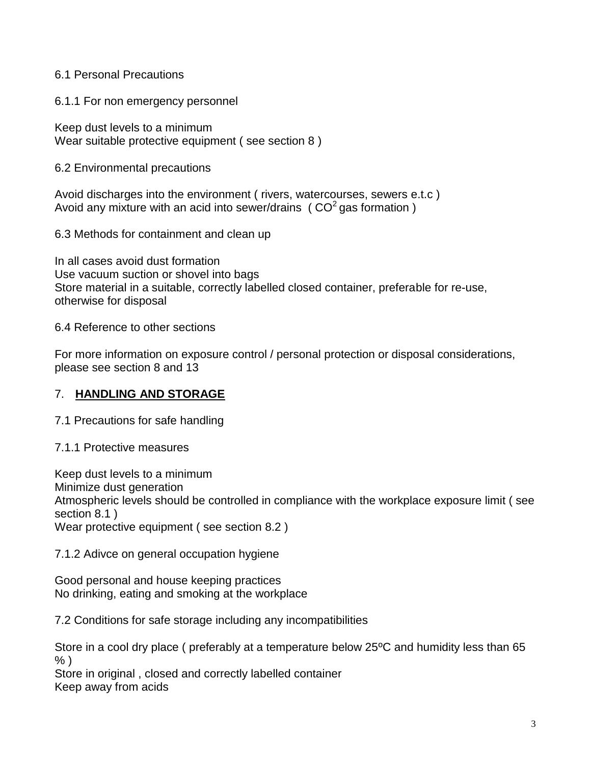6.1 Personal Precautions

6.1.1 For non emergency personnel

Keep dust levels to a minimum
Wear suitable protective equipment ( see section 8 )

6.2 Environmental precautions

Avoid discharges into the environment ( rivers, watercourses, sewers e.t.c )
Avoid any mixture with an acid into sewer/drains ( $CO^2$ gas formation )

6.3 Methods for containment and clean up

In all cases avoid dust formation
Use vacuum suction or shovel into bags
Store material in a suitable, correctly labelled closed container, preferable for re-use, otherwise for disposal

6.4 Reference to other sections

For more information on exposure control / personal protection or disposal considerations, please see section 8 and 13

## 7. **HANDLING AND STORAGE**

7.1 Precautions for safe handling

7.1.1 Protective measures

Keep dust levels to a minimum
Minimize dust generation
Atmospheric levels should be controlled in compliance with the workplace exposure limit ( see section 8.1 )
Wear protective equipment ( see section 8.2 )

7.1.2 Adivce on general occupation hygiene

Good personal and house keeping practices
No drinking, eating and smoking at the workplace

7.2 Conditions for safe storage including any incompatibilities

Store in a cool dry place ( preferably at a temperature below 25ºC and humidity less than 65 % )
Store in original , closed and correctly labelled container
Keep away from acids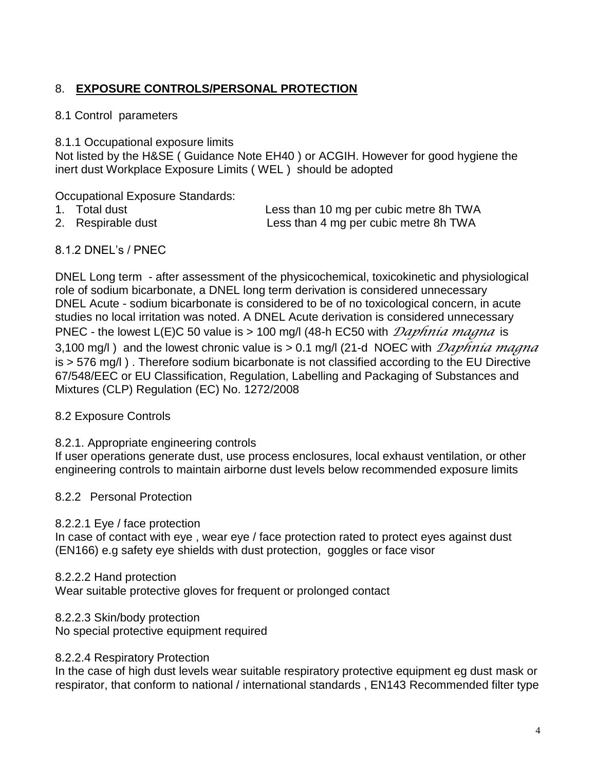## 8. **EXPOSURE CONTROLS/PERSONAL PROTECTION**

8.1 Control parameters

8.1.1 Occupational exposure limits
Not listed by the H&SE ( Guidance Note EH40 ) or ACGIH. However for good hygiene the inert dust Workplace Exposure Limits ( WEL ) should be adopted

Occupational Exposure Standards:

1. Total dust — Less than 10 mg per cubic metre 8h TWA
2. Respirable dust — Less than 4 mg per cubic metre 8h TWA

8.1.2 DNEL's / PNEC

DNEL Long term - after assessment of the physicochemical, toxicokinetic and physiological role of sodium bicarbonate, a DNEL long term derivation is considered unnecessary
DNEL Acute - sodium bicarbonate is considered to be of no toxicological concern, in acute studies no local irritation was noted. A DNEL Acute derivation is considered unnecessary
PNEC - the lowest L(E)C 50 value is > 100 mg/l (48-h EC50 with *Daphnia magna* is 3,100 mg/l ) and the lowest chronic value is > 0.1 mg/l (21-d NOEC with *Daphnia magna* is > 576 mg/l ) . Therefore sodium bicarbonate is not classified according to the EU Directive 67/548/EEC or EU Classification, Regulation, Labelling and Packaging of Substances and Mixtures (CLP) Regulation (EC) No. 1272/2008

8.2 Exposure Controls

8.2.1. Appropriate engineering controls
If user operations generate dust, use process enclosures, local exhaust ventilation, or other engineering controls to maintain airborne dust levels below recommended exposure limits

8.2.2 Personal Protection

8.2.2.1 Eye / face protection
In case of contact with eye , wear eye / face protection rated to protect eyes against dust (EN166) e.g safety eye shields with dust protection, goggles or face visor

8.2.2.2 Hand protection
Wear suitable protective gloves for frequent or prolonged contact

8.2.2.3 Skin/body protection
No special protective equipment required

8.2.2.4 Respiratory Protection
In the case of high dust levels wear suitable respiratory protective equipment eg dust mask or respirator, that conform to national / international standards , EN143 Recommended filter type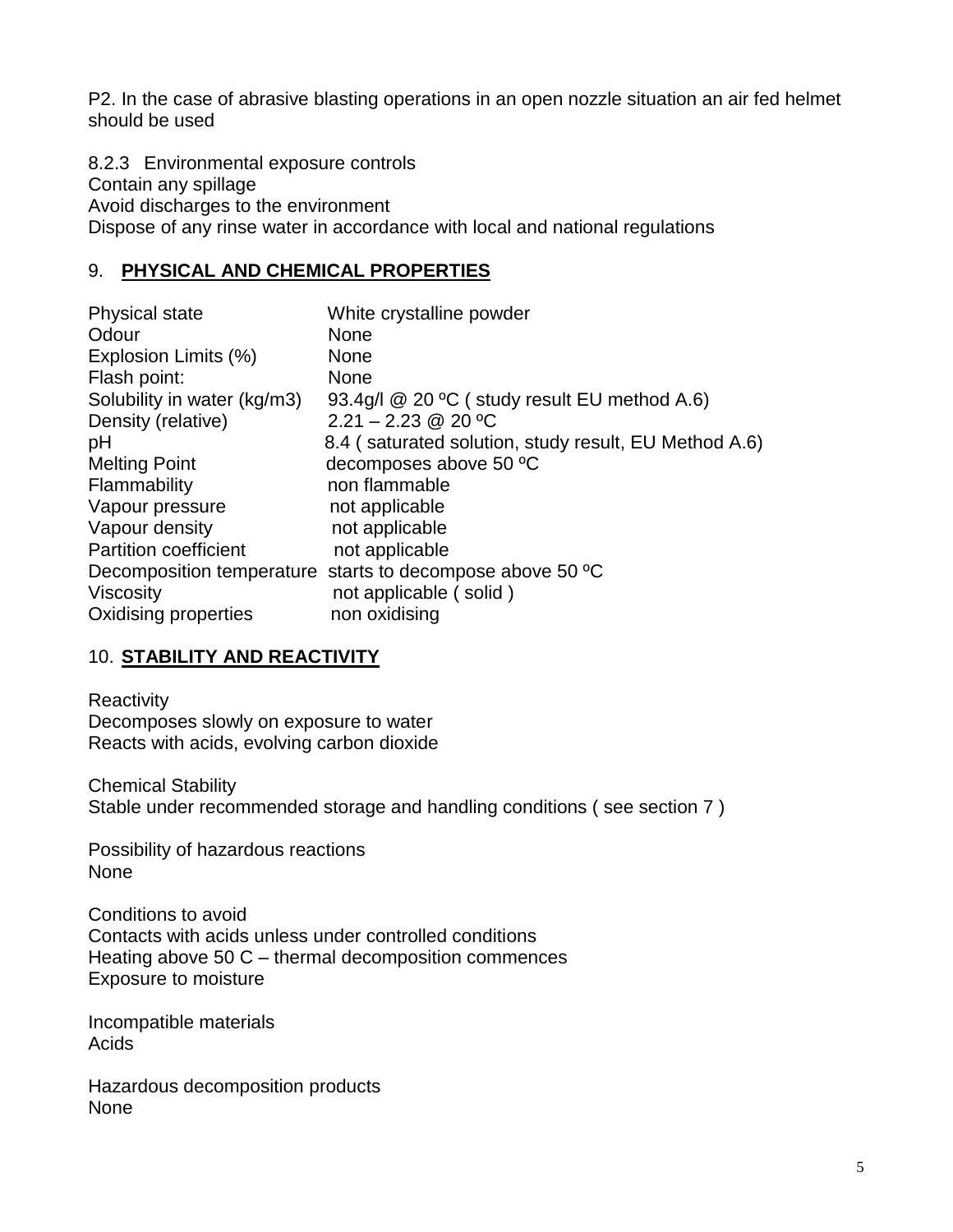P2. In the case of abrasive blasting operations in an open nozzle situation an air fed helmet should be used

8.2.3 Environmental exposure controls
Contain any spillage
Avoid discharges to the environment
Dispose of any rinse water in accordance with local and national regulations

## 9. **PHYSICAL AND CHEMICAL PROPERTIES**

| | |
|---|---|
| Physical state | White crystalline powder |
| Odour | None |
| Explosion Limits (%) | None |
| Flash point: | None |
| Solubility in water (kg/m3) | 93.4g/l @ 20 ºC ( study result EU method A.6) |
| Density (relative) | 2.21 – 2.23 @ 20 ºC |
| pH | 8.4 ( saturated solution, study result, EU Method A.6) |
| Melting Point | decomposes above 50 ºC |
| Flammability | non flammable |
| Vapour pressure | not applicable |
| Vapour density | not applicable |
| Partition coefficient | not applicable |
| Decomposition temperature | starts to decompose above 50 ºC |
| Viscosity | not applicable ( solid ) |
| Oxidising properties | non oxidising |

## 10. **STABILITY AND REACTIVITY**

Reactivity
Decomposes slowly on exposure to water
Reacts with acids, evolving carbon dioxide

Chemical Stability
Stable under recommended storage and handling conditions ( see section 7 )

Possibility of hazardous reactions
None

Conditions to avoid
Contacts with acids unless under controlled conditions
Heating above 50 C – thermal decomposition commences
Exposure to moisture

Incompatible materials
Acids

Hazardous decomposition products
None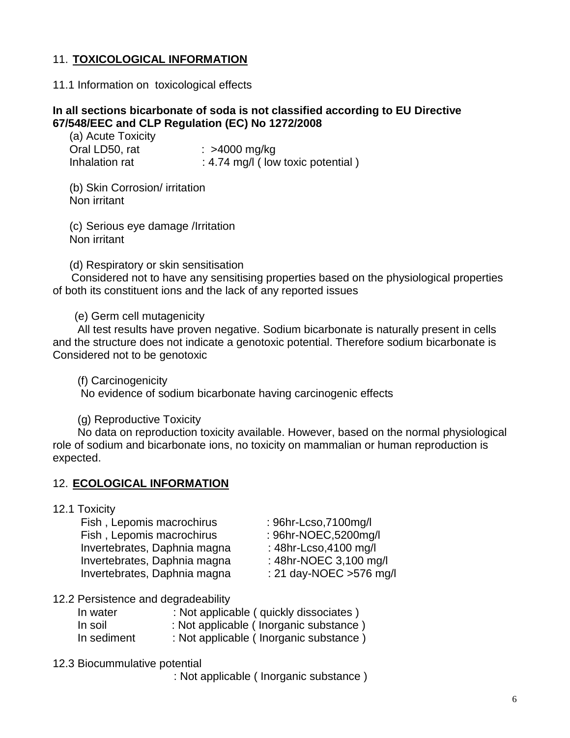## 11. TOXICOLOGICAL INFORMATION

11.1 Information on toxicological effects

**In all sections bicarbonate of soda is not classified according to EU Directive 67/548/EEC and CLP Regulation (EC) No 1272/2008**

(a) Acute Toxicity

| | |
|---|---|
| Oral LD50, rat | : >4000 mg/kg |
| Inhalation rat | : 4.74 mg/l ( low toxic potential ) |

(b) Skin Corrosion/ irritation
Non irritant

(c) Serious eye damage /Irritation
Non irritant

(d) Respiratory or skin sensitisation
Considered not to have any sensitising properties based on the physiological properties of both its constituent ions and the lack of any reported issues

(e) Germ cell mutagenicity
All test results have proven negative. Sodium bicarbonate is naturally present in cells and the structure does not indicate a genotoxic potential. Therefore sodium bicarbonate is Considered not to be genotoxic

(f) Carcinogenicity
No evidence of sodium bicarbonate having carcinogenic effects

(g) Reproductive Toxicity
No data on reproduction toxicity available. However, based on the normal physiological role of sodium and bicarbonate ions, no toxicity on mammalian or human reproduction is expected.

## 12. ECOLOGICAL INFORMATION

12.1 Toxicity

| | |
|---|---|
| Fish , Lepomis macrochirus | : 96hr-Lcso,7100mg/l |
| Fish , Lepomis macrochirus | : 96hr-NOEC,5200mg/l |
| Invertebrates, Daphnia magna | : 48hr-Lcso,4100 mg/l |
| Invertebrates, Daphnia magna | : 48hr-NOEC 3,100 mg/l |
| Invertebrates, Daphnia magna | : 21 day-NOEC >576 mg/l |

12.2 Persistence and degradeability

| | |
|---|---|
| In water | : Not applicable ( quickly dissociates ) |
| In soil | : Not applicable ( Inorganic substance ) |
| In sediment | : Not applicable ( Inorganic substance ) |

12.3 Biocummulative potential

: Not applicable ( Inorganic substance )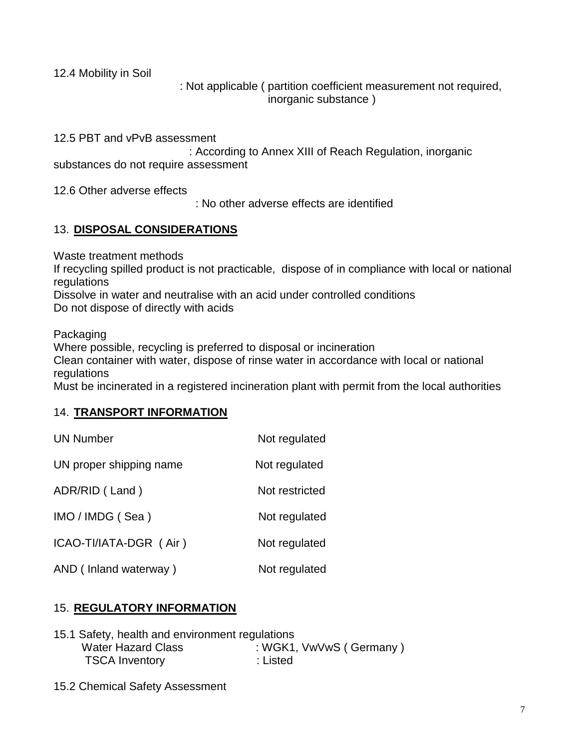12.4 Mobility in Soil

: Not applicable ( partition coefficient measurement not required, inorganic substance )

12.5 PBT and vPvB assessment

: According to Annex XIII of Reach Regulation, inorganic substances do not require assessment

12.6 Other adverse effects

: No other adverse effects are identified

## 13. **DISPOSAL CONSIDERATIONS**

Waste treatment methods
If recycling spilled product is not practicable, dispose of in compliance with local or national regulations
Dissolve in water and neutralise with an acid under controlled conditions
Do not dispose of directly with acids

Packaging
Where possible, recycling is preferred to disposal or incineration
Clean container with water, dispose of rinse water in accordance with local or national regulations
Must be incinerated in a registered incineration plant with permit from the local authorities

## 14. **TRANSPORT INFORMATION**

| | |
|---|---|
| UN Number | Not regulated |
| UN proper shipping name | Not regulated |
| ADR/RID ( Land ) | Not restricted |
| IMO / IMDG ( Sea ) | Not regulated |
| ICAO-TI/IATA-DGR ( Air ) | Not regulated |
| AND ( Inland waterway ) | Not regulated |

## 15. **REGULATORY INFORMATION**

15.1 Safety, health and environment regulations

| | |
|---|---|
| Water Hazard Class | : WGK1, VwVwS ( Germany ) |
| TSCA Inventory | : Listed |

15.2 Chemical Safety Assessment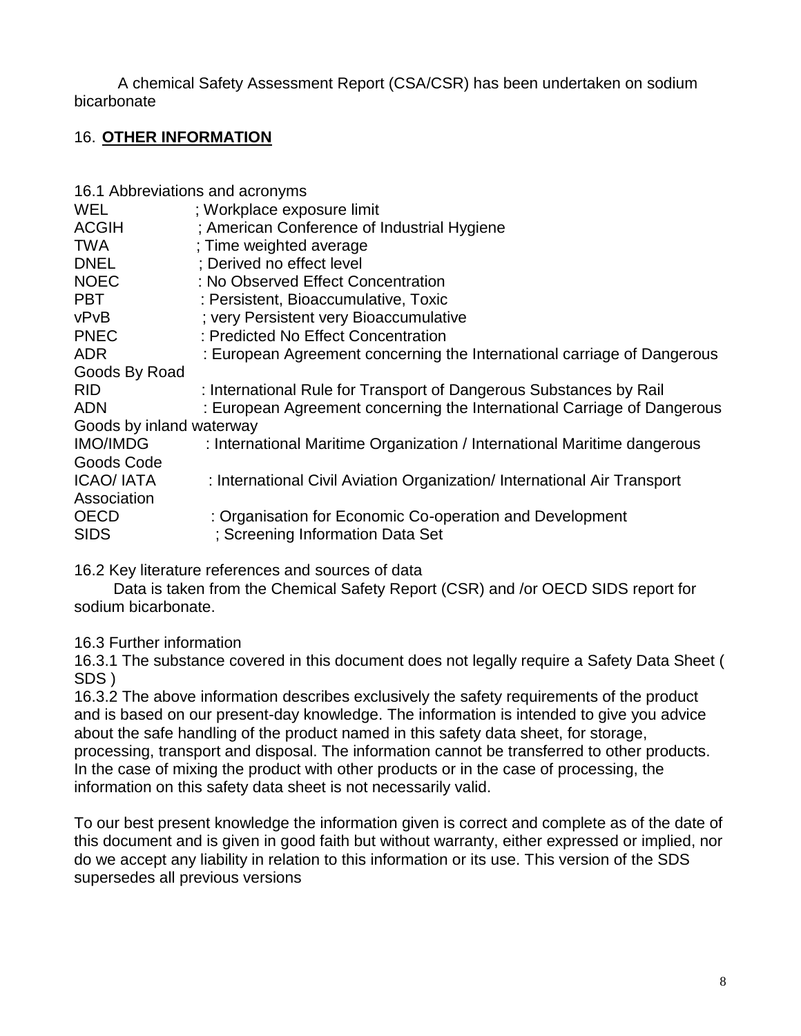A chemical Safety Assessment Report (CSA/CSR) has been undertaken on sodium bicarbonate

## 16. **OTHER INFORMATION**

16.1 Abbreviations and acronyms

WEL ; Workplace exposure limit
ACGIH ; American Conference of Industrial Hygiene
TWA ; Time weighted average
DNEL ; Derived no effect level
NOEC : No Observed Effect Concentration
PBT : Persistent, Bioaccumulative, Toxic
vPvB ; very Persistent very Bioaccumulative
PNEC : Predicted No Effect Concentration
ADR : European Agreement concerning the International carriage of Dangerous Goods By Road
RID : International Rule for Transport of Dangerous Substances by Rail
ADN : European Agreement concerning the International Carriage of Dangerous Goods by inland waterway
IMO/IMDG : International Maritime Organization / International Maritime dangerous Goods Code
ICAO/ IATA : International Civil Aviation Organization/ International Air Transport Association
OECD : Organisation for Economic Co-operation and Development
SIDS ; Screening Information Data Set

16.2 Key literature references and sources of data

Data is taken from the Chemical Safety Report (CSR) and /or OECD SIDS report for sodium bicarbonate.

16.3 Further information

16.3.1 The substance covered in this document does not legally require a Safety Data Sheet ( SDS )

16.3.2 The above information describes exclusively the safety requirements of the product and is based on our present-day knowledge. The information is intended to give you advice about the safe handling of the product named in this safety data sheet, for storage, processing, transport and disposal. The information cannot be transferred to other products. In the case of mixing the product with other products or in the case of processing, the information on this safety data sheet is not necessarily valid.

To our best present knowledge the information given is correct and complete as of the date of this document and is given in good faith but without warranty, either expressed or implied, nor do we accept any liability in relation to this information or its use. This version of the SDS supersedes all previous versions